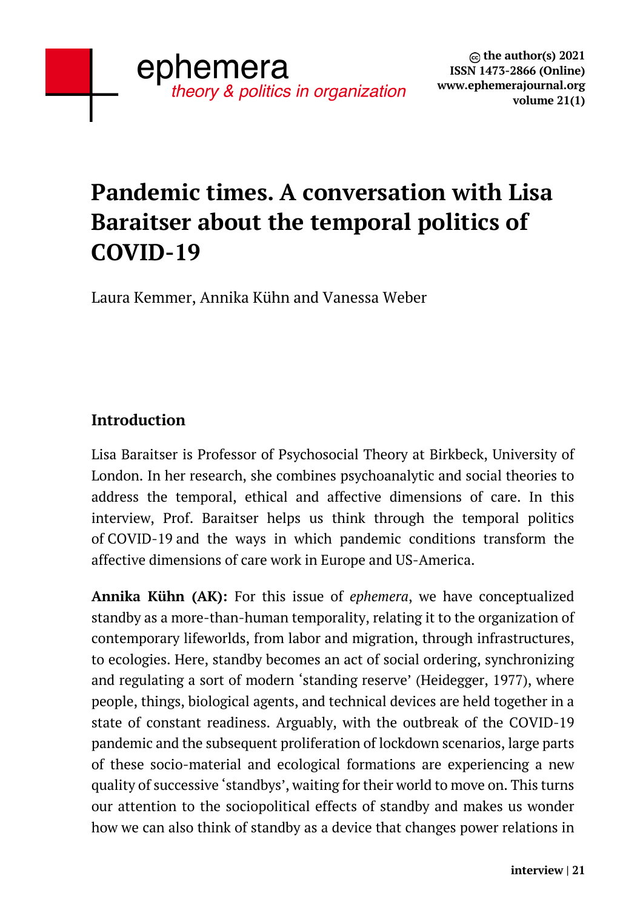# Pandemic times. A conversation with Lisa Baraitser about the temporal politics of COVID-19

Laura Kemmer, Annika Kühn and Vanessa Weber

## Introduction

Lisa Baraitser is Professor of Psychosocial Theory at Birkbeck, University of London. In her research, she combines psychoanalytic and social theories to address the temporal, ethical and affective dimensions of care. In this interview, Prof. Baraitser helps us think through the temporal politics of COVID-19 and the ways in which pandemic conditions transform the affective dimensions of care work in Europe and US-America.

**Annika Kühn (AK):** For this issue of *ephemera*, we have conceptualized standby as a more-than-human temporality, relating it to the organization of contemporary lifeworlds, from labor and migration, through infrastructures, to ecologies. Here, standby becomes an act of social ordering, synchronizing and regulating a sort of modern 'standing reserve' (Heidegger, 1977), where people, things, biological agents, and technical devices are held together in a state of constant readiness. Arguably, with the outbreak of the COVID-19 pandemic and the subsequent proliferation of lockdown scenarios, large parts of these socio-material and ecological formations are experiencing a new quality of successive 'standbys', waiting for their world to move on. This turns our attention to the sociopolitical effects of standby and makes us wonder how we can also think of standby as a device that changes power relations in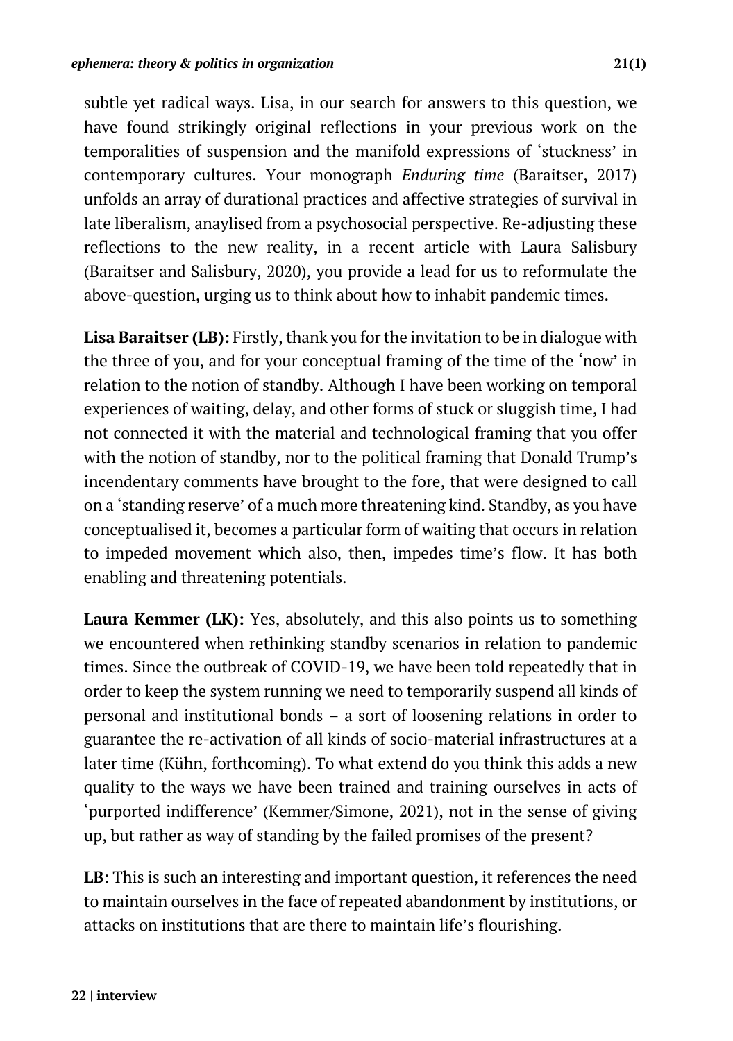subtle yet radical ways. Lisa, in our search for answers to this question, we have found strikingly original reflections in your previous work on the temporalities of suspension and the manifold expressions of 'stuckness' in contemporary cultures. Your monograph *Enduring time* (Baraitser, 2017) unfolds an array of durational practices and affective strategies of survival in late liberalism, anaylised from a psychosocial perspective. Re-adjusting these reflections to the new reality, in a recent article with Laura Salisbury (Baraitser and Salisbury, 2020), you provide a lead for us to reformulate the above-question, urging us to think about how to inhabit pandemic times.

**Lisa Baraitser (LB):** Firstly, thank you for the invitation to be in dialogue with the three of you, and for your conceptual framing of the time of the 'now' in relation to the notion of standby. Although I have been working on temporal experiences of waiting, delay, and other forms of stuck or sluggish time, I had not connected it with the material and technological framing that you offer with the notion of standby, nor to the political framing that Donald Trump's incendentary comments have brought to the fore, that were designed to call on a 'standing reserve' of a much more threatening kind. Standby, as you have conceptualised it, becomes a particular form of waiting that occurs in relation to impeded movement which also, then, impedes time's flow. It has both enabling and threatening potentials.

**Laura Kemmer (LK):** Yes, absolutely, and this also points us to something we encountered when rethinking standby scenarios in relation to pandemic times. Since the outbreak of COVID-19, we have been told repeatedly that in order to keep the system running we need to temporarily suspend all kinds of personal and institutional bonds – a sort of loosening relations in order to guarantee the re-activation of all kinds of socio-material infrastructures at a later time (Kühn, forthcoming). To what extend do you think this adds a new quality to the ways we have been trained and training ourselves in acts of 'purported indifference' (Kemmer/Simone, 2021), not in the sense of giving up, but rather as way of standing by the failed promises of the present?

**LB**: This is such an interesting and important question, it references the need to maintain ourselves in the face of repeated abandonment by institutions, or attacks on institutions that are there to maintain life's flourishing.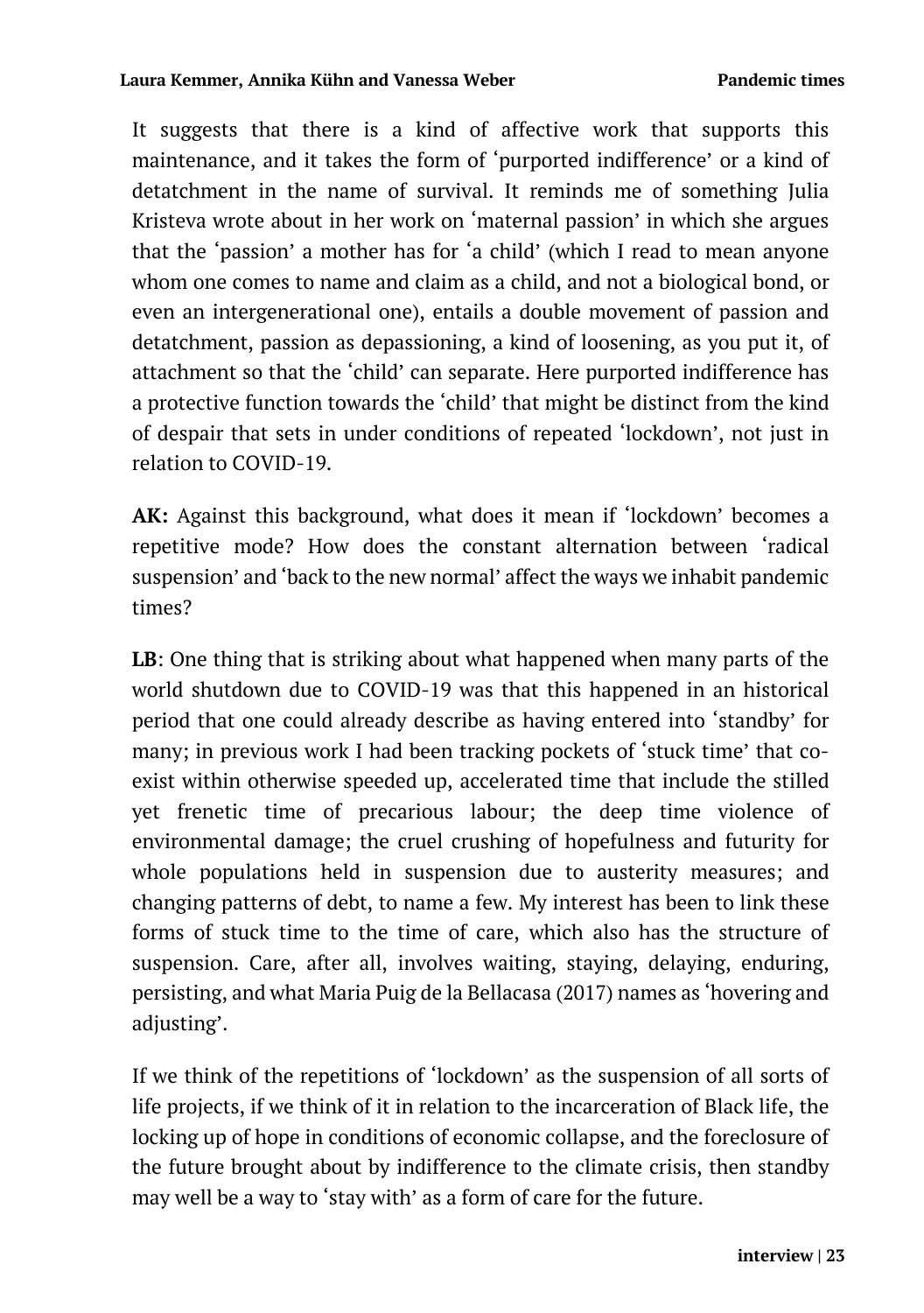It suggests that there is a kind of affective work that supports this maintenance, and it takes the form of 'purported indifference' or a kind of detatchment in the name of survival. It reminds me of something Julia Kristeva wrote about in her work on 'maternal passion' in which she argues that the 'passion' a mother has for 'a child' (which I read to mean anyone whom one comes to name and claim as a child, and not a biological bond, or even an intergenerational one), entails a double movement of passion and detatchment, passion as depassioning, a kind of loosening, as you put it, of attachment so that the 'child' can separate. Here purported indifference has a protective function towards the 'child' that might be distinct from the kind of despair that sets in under conditions of repeated 'lockdown', not just in relation to COVID-19.

**AK:** Against this background, what does it mean if 'lockdown' becomes a repetitive mode? How does the constant alternation between 'radical suspension' and 'back to the new normal' affect the ways we inhabit pandemic times?

**LB**: One thing that is striking about what happened when many parts of the world shutdown due to COVID-19 was that this happened in an historical period that one could already describe as having entered into 'standby' for many; in previous work I had been tracking pockets of 'stuck time' that co-exist within otherwise speeded up, accelerated time that include the stilled yet frenetic time of precarious labour; the deep time violence of environmental damage; the cruel crushing of hopefulness and futurity for whole populations held in suspension due to austerity measures; and changing patterns of debt, to name a few. My interest has been to link these forms of stuck time to the time of care, which also has the structure of suspension. Care, after all, involves waiting, staying, delaying, enduring, persisting, and what Maria Puig de la Bellacasa (2017) names as 'hovering and adjusting'.

If we think of the repetitions of 'lockdown' as the suspension of all sorts of life projects, if we think of it in relation to the incarceration of Black life, the locking up of hope in conditions of economic collapse, and the foreclosure of the future brought about by indifference to the climate crisis, then standby may well be a way to 'stay with' as a form of care for the future.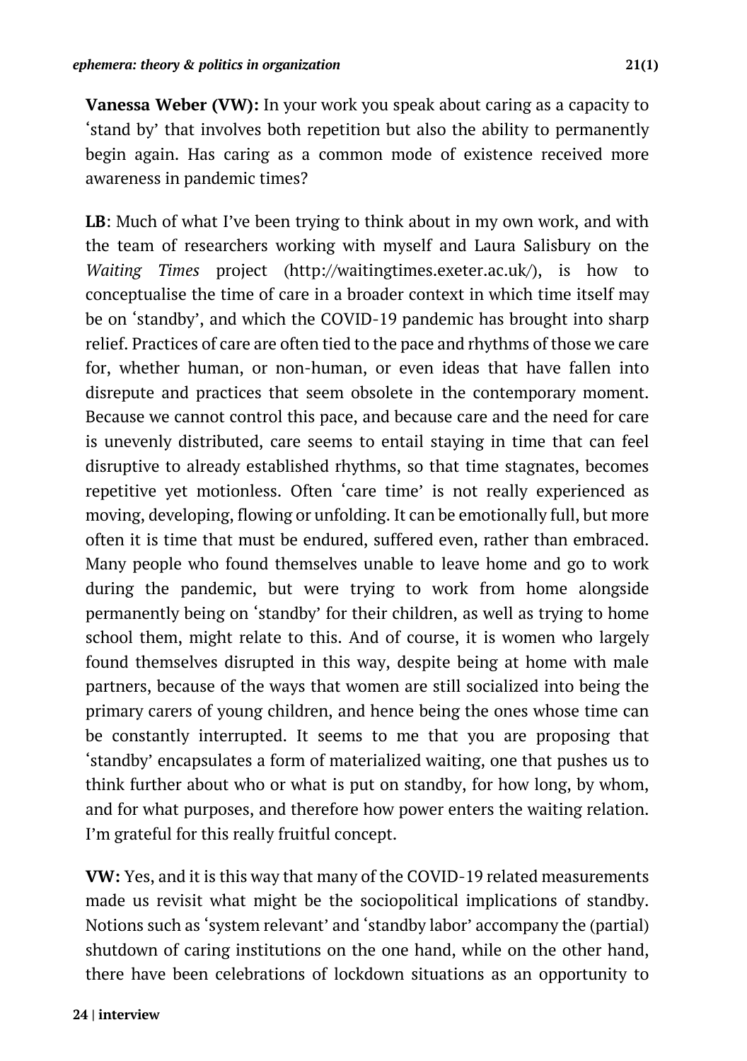**Vanessa Weber (VW):** In your work you speak about caring as a capacity to 'stand by' that involves both repetition but also the ability to permanently begin again. Has caring as a common mode of existence received more awareness in pandemic times?

**LB**: Much of what I've been trying to think about in my own work, and with the team of researchers working with myself and Laura Salisbury on the *Waiting Times* project (http://waitingtimes.exeter.ac.uk/), is how to conceptualise the time of care in a broader context in which time itself may be on 'standby', and which the COVID-19 pandemic has brought into sharp relief. Practices of care are often tied to the pace and rhythms of those we care for, whether human, or non-human, or even ideas that have fallen into disrepute and practices that seem obsolete in the contemporary moment. Because we cannot control this pace, and because care and the need for care is unevenly distributed, care seems to entail staying in time that can feel disruptive to already established rhythms, so that time stagnates, becomes repetitive yet motionless. Often 'care time' is not really experienced as moving, developing, flowing or unfolding. It can be emotionally full, but more often it is time that must be endured, suffered even, rather than embraced. Many people who found themselves unable to leave home and go to work during the pandemic, but were trying to work from home alongside permanently being on 'standby' for their children, as well as trying to home school them, might relate to this. And of course, it is women who largely found themselves disrupted in this way, despite being at home with male partners, because of the ways that women are still socialized into being the primary carers of young children, and hence being the ones whose time can be constantly interrupted. It seems to me that you are proposing that 'standby' encapsulates a form of materialized waiting, one that pushes us to think further about who or what is put on standby, for how long, by whom, and for what purposes, and therefore how power enters the waiting relation. I'm grateful for this really fruitful concept.

**VW:** Yes, and it is this way that many of the COVID-19 related measurements made us revisit what might be the sociopolitical implications of standby. Notions such as 'system relevant' and 'standby labor' accompany the (partial) shutdown of caring institutions on the one hand, while on the other hand, there have been celebrations of lockdown situations as an opportunity to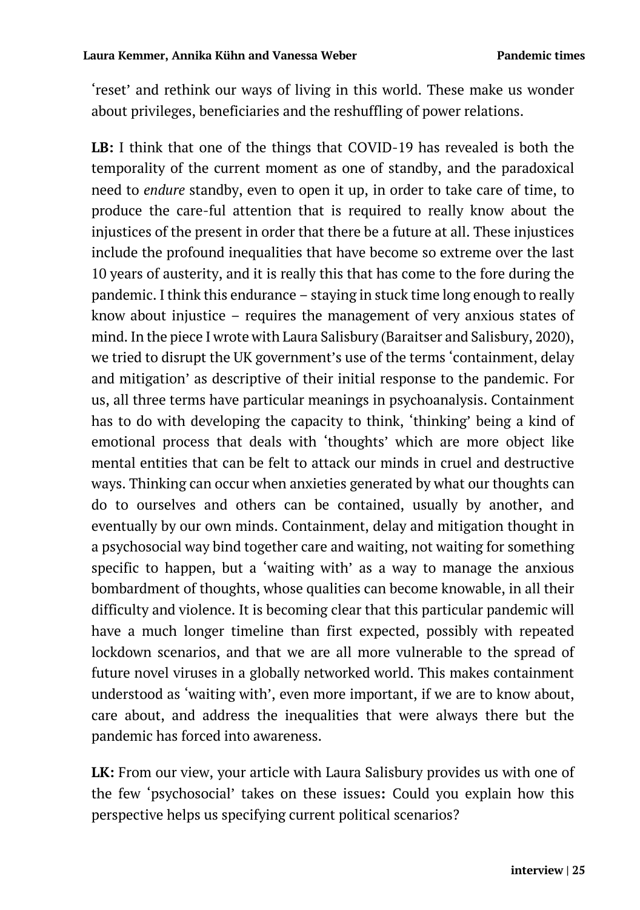'reset' and rethink our ways of living in this world. These make us wonder about privileges, beneficiaries and the reshuffling of power relations.

**LB:** I think that one of the things that COVID-19 has revealed is both the temporality of the current moment as one of standby, and the paradoxical need to *endure* standby, even to open it up, in order to take care of time, to produce the care-ful attention that is required to really know about the injustices of the present in order that there be a future at all. These injustices include the profound inequalities that have become so extreme over the last 10 years of austerity, and it is really this that has come to the fore during the pandemic. I think this endurance – staying in stuck time long enough to really know about injustice – requires the management of very anxious states of mind. In the piece I wrote with Laura Salisbury (Baraitser and Salisbury, 2020), we tried to disrupt the UK government's use of the terms 'containment, delay and mitigation' as descriptive of their initial response to the pandemic. For us, all three terms have particular meanings in psychoanalysis. Containment has to do with developing the capacity to think, 'thinking' being a kind of emotional process that deals with 'thoughts' which are more object like mental entities that can be felt to attack our minds in cruel and destructive ways. Thinking can occur when anxieties generated by what our thoughts can do to ourselves and others can be contained, usually by another, and eventually by our own minds. Containment, delay and mitigation thought in a psychosocial way bind together care and waiting, not waiting for something specific to happen, but a 'waiting with' as a way to manage the anxious bombardment of thoughts, whose qualities can become knowable, in all their difficulty and violence. It is becoming clear that this particular pandemic will have a much longer timeline than first expected, possibly with repeated lockdown scenarios, and that we are all more vulnerable to the spread of future novel viruses in a globally networked world. This makes containment understood as 'waiting with', even more important, if we are to know about, care about, and address the inequalities that were always there but the pandemic has forced into awareness.

**LK:** From our view, your article with Laura Salisbury provides us with one of the few 'psychosocial' takes on these issues**:** Could you explain how this perspective helps us specifying current political scenarios?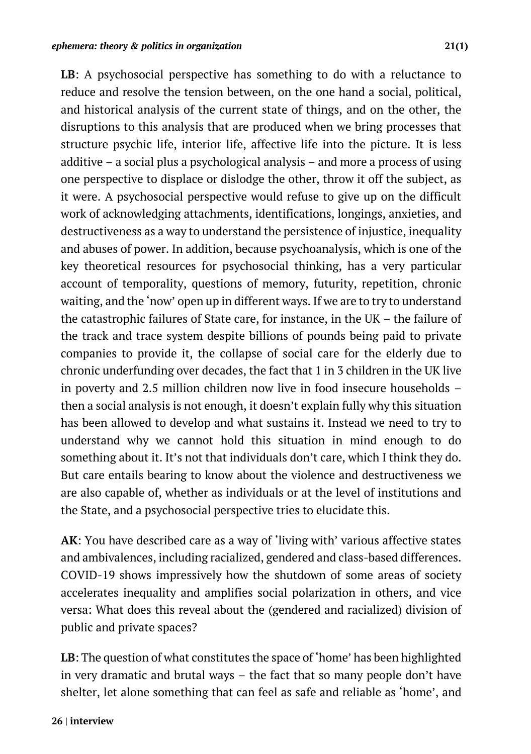**LB**: A psychosocial perspective has something to do with a reluctance to reduce and resolve the tension between, on the one hand a social, political, and historical analysis of the current state of things, and on the other, the disruptions to this analysis that are produced when we bring processes that structure psychic life, interior life, affective life into the picture. It is less additive – a social plus a psychological analysis – and more a process of using one perspective to displace or dislodge the other, throw it off the subject, as it were. A psychosocial perspective would refuse to give up on the difficult work of acknowledging attachments, identifications, longings, anxieties, and destructiveness as a way to understand the persistence of injustice, inequality and abuses of power. In addition, because psychoanalysis, which is one of the key theoretical resources for psychosocial thinking, has a very particular account of temporality, questions of memory, futurity, repetition, chronic waiting, and the 'now' open up in different ways. If we are to try to understand the catastrophic failures of State care, for instance, in the UK – the failure of the track and trace system despite billions of pounds being paid to private companies to provide it, the collapse of social care for the elderly due to chronic underfunding over decades, the fact that 1 in 3 children in the UK live in poverty and 2.5 million children now live in food insecure households – then a social analysis is not enough, it doesn't explain fully why this situation has been allowed to develop and what sustains it. Instead we need to try to understand why we cannot hold this situation in mind enough to do something about it. It's not that individuals don't care, which I think they do. But care entails bearing to know about the violence and destructiveness we are also capable of, whether as individuals or at the level of institutions and the State, and a psychosocial perspective tries to elucidate this.

**AK**: You have described care as a way of 'living with' various affective states and ambivalences, including racialized, gendered and class-based differences. COVID-19 shows impressively how the shutdown of some areas of society accelerates inequality and amplifies social polarization in others, and vice versa: What does this reveal about the (gendered and racialized) division of public and private spaces?

**LB**: The question of what constitutes the space of 'home' has been highlighted in very dramatic and brutal ways – the fact that so many people don't have shelter, let alone something that can feel as safe and reliable as 'home', and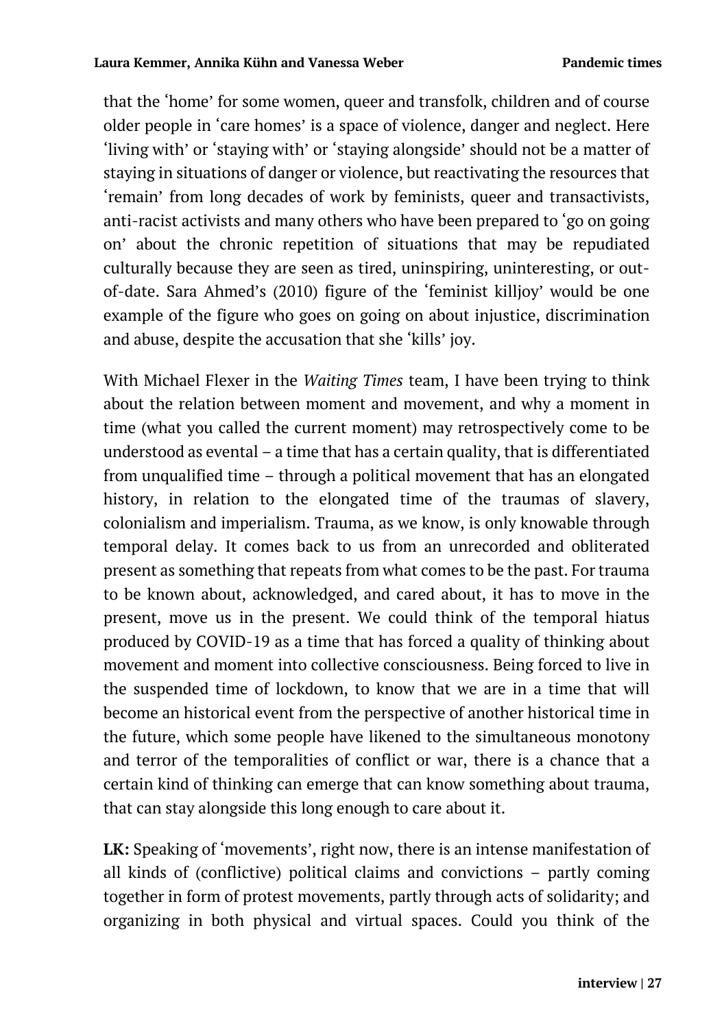that the 'home' for some women, queer and transfolk, children and of course older people in 'care homes' is a space of violence, danger and neglect. Here 'living with' or 'staying with' or 'staying alongside' should not be a matter of staying in situations of danger or violence, but reactivating the resources that 'remain' from long decades of work by feminists, queer and transactivists, anti-racist activists and many others who have been prepared to 'go on going on' about the chronic repetition of situations that may be repudiated culturally because they are seen as tired, uninspiring, uninteresting, or out-of-date. Sara Ahmed's (2010) figure of the 'feminist killjoy' would be one example of the figure who goes on going on about injustice, discrimination and abuse, despite the accusation that she 'kills' joy.

With Michael Flexer in the *Waiting Times* team, I have been trying to think about the relation between moment and movement, and why a moment in time (what you called the current moment) may retrospectively come to be understood as evental – a time that has a certain quality, that is differentiated from unqualified time – through a political movement that has an elongated history, in relation to the elongated time of the traumas of slavery, colonialism and imperialism. Trauma, as we know, is only knowable through temporal delay. It comes back to us from an unrecorded and obliterated present as something that repeats from what comes to be the past. For trauma to be known about, acknowledged, and cared about, it has to move in the present, move us in the present. We could think of the temporal hiatus produced by COVID-19 as a time that has forced a quality of thinking about movement and moment into collective consciousness. Being forced to live in the suspended time of lockdown, to know that we are in a time that will become an historical event from the perspective of another historical time in the future, which some people have likened to the simultaneous monotony and terror of the temporalities of conflict or war, there is a chance that a certain kind of thinking can emerge that can know something about trauma, that can stay alongside this long enough to care about it.

**LK:** Speaking of 'movements', right now, there is an intense manifestation of all kinds of (conflictive) political claims and convictions – partly coming together in form of protest movements, partly through acts of solidarity; and organizing in both physical and virtual spaces. Could you think of the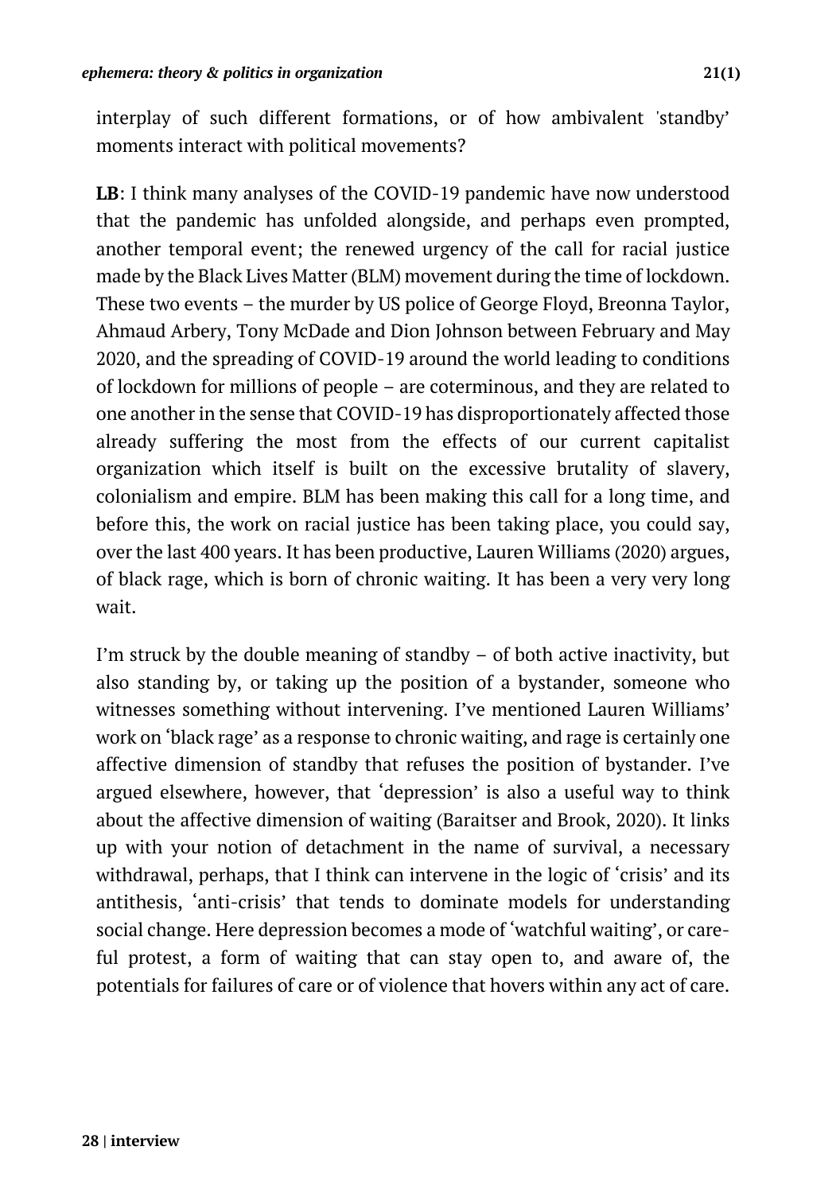interplay of such different formations, or of how ambivalent 'standby' moments interact with political movements?

**LB**: I think many analyses of the COVID-19 pandemic have now understood that the pandemic has unfolded alongside, and perhaps even prompted, another temporal event; the renewed urgency of the call for racial justice made by the Black Lives Matter (BLM) movement during the time of lockdown. These two events – the murder by US police of George Floyd, Breonna Taylor, Ahmaud Arbery, Tony McDade and Dion Johnson between February and May 2020, and the spreading of COVID-19 around the world leading to conditions of lockdown for millions of people – are coterminous, and they are related to one another in the sense that COVID-19 has disproportionately affected those already suffering the most from the effects of our current capitalist organization which itself is built on the excessive brutality of slavery, colonialism and empire. BLM has been making this call for a long time, and before this, the work on racial justice has been taking place, you could say, over the last 400 years. It has been productive, Lauren Williams (2020) argues, of black rage, which is born of chronic waiting. It has been a very very long wait.

I'm struck by the double meaning of standby – of both active inactivity, but also standing by, or taking up the position of a bystander, someone who witnesses something without intervening. I've mentioned Lauren Williams' work on 'black rage' as a response to chronic waiting, and rage is certainly one affective dimension of standby that refuses the position of bystander. I've argued elsewhere, however, that 'depression' is also a useful way to think about the affective dimension of waiting (Baraitser and Brook, 2020). It links up with your notion of detachment in the name of survival, a necessary withdrawal, perhaps, that I think can intervene in the logic of 'crisis' and its antithesis, 'anti-crisis' that tends to dominate models for understanding social change. Here depression becomes a mode of 'watchful waiting', or care-ful protest, a form of waiting that can stay open to, and aware of, the potentials for failures of care or of violence that hovers within any act of care.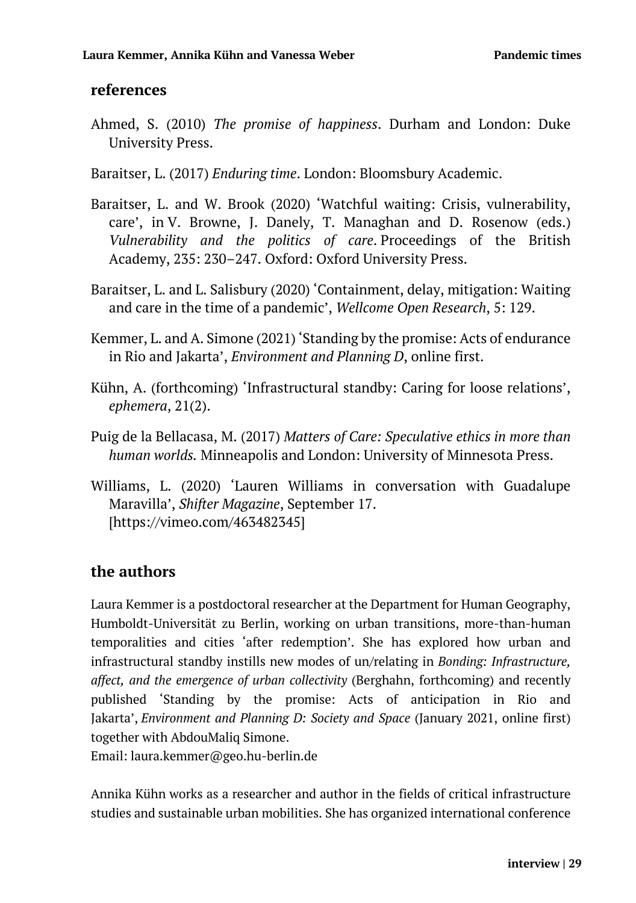## references

Ahmed, S. (2010) *The promise of happiness*. Durham and London: Duke University Press.

Baraitser, L. (2017) *Enduring time*. London: Bloomsbury Academic.

Baraitser, L. and W. Brook (2020) 'Watchful waiting: Crisis, vulnerability, care', in V. Browne, J. Danely, T. Managhan and D. Rosenow (eds.) *Vulnerability and the politics of care*. Proceedings of the British Academy, 235: 230–247. Oxford: Oxford University Press.

Baraitser, L. and L. Salisbury (2020) 'Containment, delay, mitigation: Waiting and care in the time of a pandemic', *Wellcome Open Research*, 5: 129.

Kemmer, L. and A. Simone (2021) 'Standing by the promise: Acts of endurance in Rio and Jakarta', *Environment and Planning D*, online first.

Kühn, A. (forthcoming) 'Infrastructural standby: Caring for loose relations', *ephemera*, 21(2).

Puig de la Bellacasa, M. (2017) *Matters of Care: Speculative ethics in more than human worlds.* Minneapolis and London: University of Minnesota Press.

Williams, L. (2020) 'Lauren Williams in conversation with Guadalupe Maravilla', *Shifter Magazine*, September 17. [https://vimeo.com/463482345]

## the authors

Laura Kemmer is a postdoctoral researcher at the Department for Human Geography, Humboldt-Universität zu Berlin, working on urban transitions, more-than-human temporalities and cities 'after redemption'. She has explored how urban and infrastructural standby instills new modes of un/relating in *Bonding: Infrastructure, affect, and the emergence of urban collectivity* (Berghahn, forthcoming) and recently published 'Standing by the promise: Acts of anticipation in Rio and Jakarta', *Environment and Planning D: Society and Space* (January 2021, online first) together with AbdouMaliq Simone.
Email: laura.kemmer@geo.hu-berlin.de

Annika Kühn works as a researcher and author in the fields of critical infrastructure studies and sustainable urban mobilities. She has organized international conference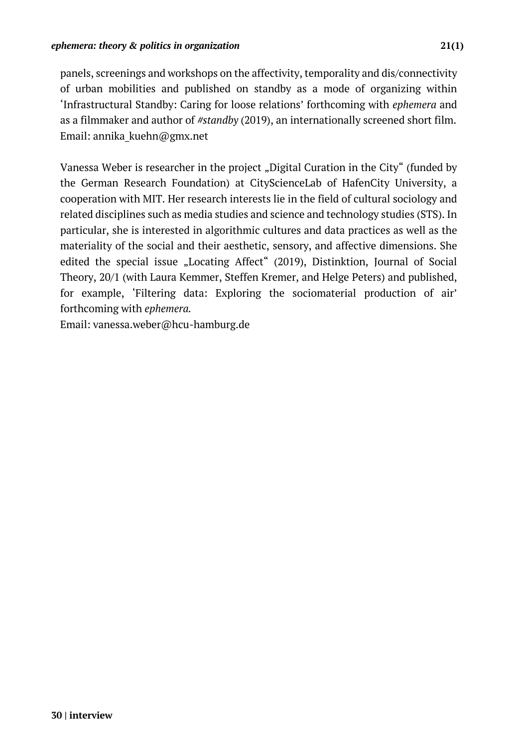panels, screenings and workshops on the affectivity, temporality and dis/connectivity of urban mobilities and published on standby as a mode of organizing within 'Infrastructural Standby: Caring for loose relations' forthcoming with *ephemera* and as a filmmaker and author of *#standby* (2019), an internationally screened short film. Email: annika_kuehn@gmx.net

Vanessa Weber is researcher in the project „Digital Curation in the City" (funded by the German Research Foundation) at CityScienceLab of HafenCity University, a cooperation with MIT. Her research interests lie in the field of cultural sociology and related disciplines such as media studies and science and technology studies (STS). In particular, she is interested in algorithmic cultures and data practices as well as the materiality of the social and their aesthetic, sensory, and affective dimensions. She edited the special issue „Locating Affect" (2019), Distinktion, Journal of Social Theory, 20/1 (with Laura Kemmer, Steffen Kremer, and Helge Peters) and published, for example, 'Filtering data: Exploring the sociomaterial production of air' forthcoming with *ephemera*.
Email: vanessa.weber@hcu-hamburg.de